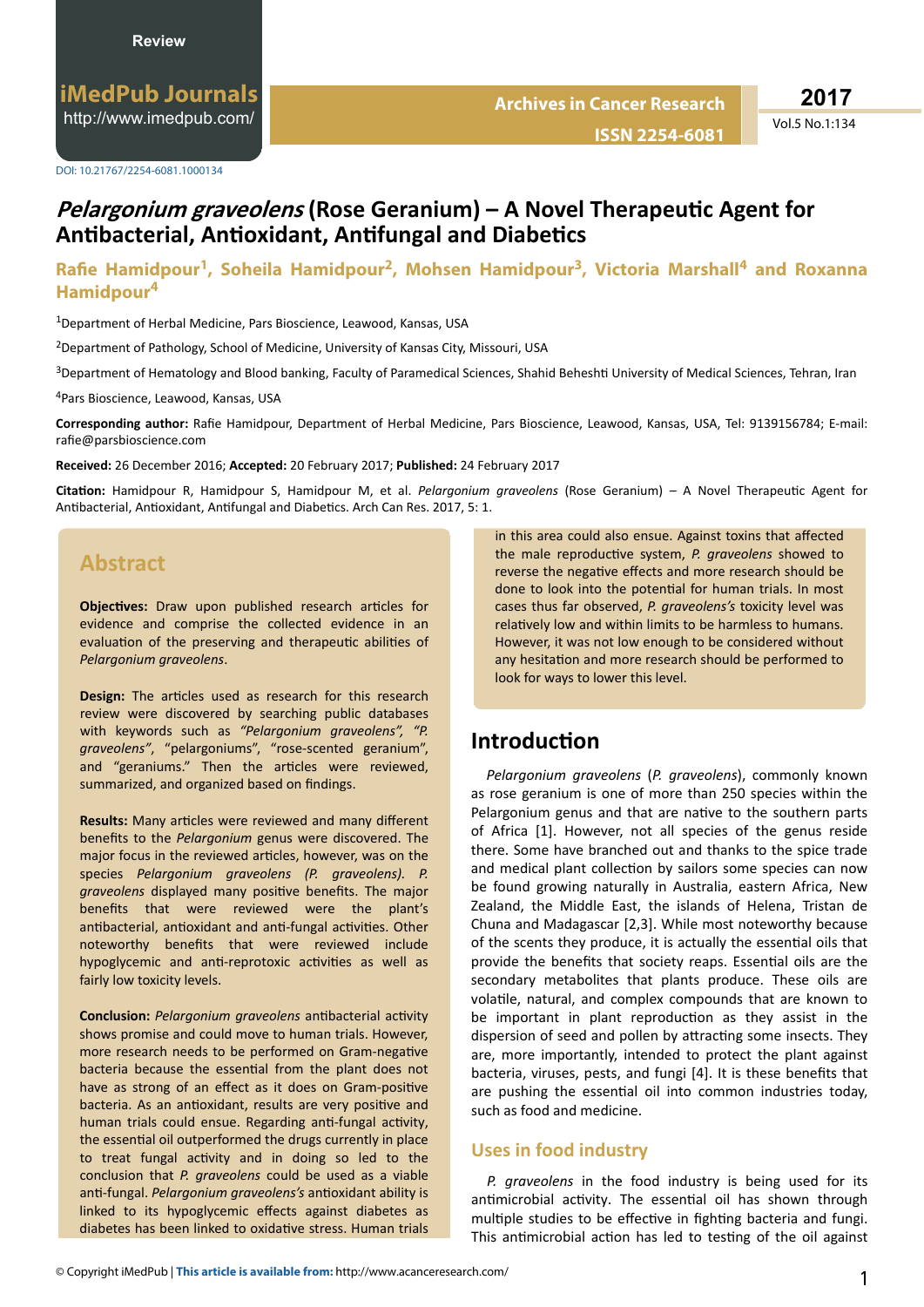Review

DOI: 10.21767/2254-6081.1000134

# *Pelargonium graveolens* (Rose Geranium) – A Novel Therapeutic Agent for Antibacterial, Antioxidant, Antifungal and Diabetics

**Rafie Hamidpour[1], Soheila Hamidpour[2], Mohsen Hamidpour[3], Victoria Marshall[4] and Roxanna Hamidpour[4]**

[1]Department of Herbal Medicine, Pars Bioscience, Leawood, Kansas, USA

[2]Department of Pathology, School of Medicine, University of Kansas City, Missouri, USA

[3]Department of Hematology and Blood banking, Faculty of Paramedical Sciences, Shahid Beheshti University of Medical Sciences, Tehran, Iran

[4]Pars Bioscience, Leawood, Kansas, USA

**Corresponding author:** Rafie Hamidpour, Department of Herbal Medicine, Pars Bioscience, Leawood, Kansas, USA, Tel: 9139156784; E-mail: rafie@parsbioscience.com

**Received:** 26 December 2016; **Accepted:** 20 February 2017; **Published:** 24 February 2017

**Citation:** Hamidpour R, Hamidpour S, Hamidpour M, et al. *Pelargonium graveolens* (Rose Geranium) – A Novel Therapeutic Agent for Antibacterial, Antioxidant, Antifungal and Diabetics. Arch Can Res. 2017, 5: 1.

## Abstract

**Objectives:** Draw upon published research articles for evidence and comprise the collected evidence in an evaluation of the preserving and therapeutic abilities of *Pelargonium graveolens*.

**Design:** The articles used as research for this research review were discovered by searching public databases with keywords such as *"Pelargonium graveolens", "P. graveolens"*, "pelargoniums", "rose-scented geranium", and "geraniums." Then the articles were reviewed, summarized, and organized based on findings.

**Results:** Many articles were reviewed and many different benefits to the *Pelargonium* genus were discovered. The major focus in the reviewed articles, however, was on the species *Pelargonium graveolens (P. graveolens)*. *P. graveolens* displayed many positive benefits. The major benefits that were reviewed were the plant's antibacterial, antioxidant and anti-fungal activities. Other noteworthy benefits that were reviewed include hypoglycemic and anti-reprotoxic activities as well as fairly low toxicity levels.

**Conclusion:** *Pelargonium graveolens* antibacterial activity shows promise and could move to human trials. However, more research needs to be performed on Gram-negative bacteria because the essential from the plant does not have as strong of an effect as it does on Gram-positive bacteria. As an antioxidant, results are very positive and human trials could ensue. Regarding anti-fungal activity, the essential oil outperformed the drugs currently in place to treat fungal activity and in doing so led to the conclusion that *P. graveolens* could be used as a viable anti-fungal. *Pelargonium graveolens's* antioxidant ability is linked to its hypoglycemic effects against diabetes as diabetes has been linked to oxidative stress. Human trials in this area could also ensue. Against toxins that affected the male reproductive system, *P. graveolens* showed to reverse the negative effects and more research should be done to look into the potential for human trials. In most cases thus far observed, *P. graveolens's* toxicity level was relatively low and within limits to be harmless to humans. However, it was not low enough to be considered without any hesitation and more research should be performed to look for ways to lower this level.

## Introduction

*Pelargonium graveolens* (*P. graveolens*), commonly known as rose geranium is one of more than 250 species within the Pelargonium genus and that are native to the southern parts of Africa [1]. However, not all species of the genus reside there. Some have branched out and thanks to the spice trade and medical plant collection by sailors some species can now be found growing naturally in Australia, eastern Africa, New Zealand, the Middle East, the islands of Helena, Tristan de Chuna and Madagascar [2,3]. While most noteworthy because of the scents they produce, it is actually the essential oils that provide the benefits that society reaps. Essential oils are the secondary metabolites that plants produce. These oils are volatile, natural, and complex compounds that are known to be important in plant reproduction as they assist in the dispersion of seed and pollen by attracting some insects. They are, more importantly, intended to protect the plant against bacteria, viruses, pests, and fungi [4]. It is these benefits that are pushing the essential oil into common industries today, such as food and medicine.

### Uses in food industry

*P. graveolens* in the food industry is being used for its antimicrobial activity. The essential oil has shown through multiple studies to be effective in fighting bacteria and fungi. This antimicrobial action has led to testing of the oil against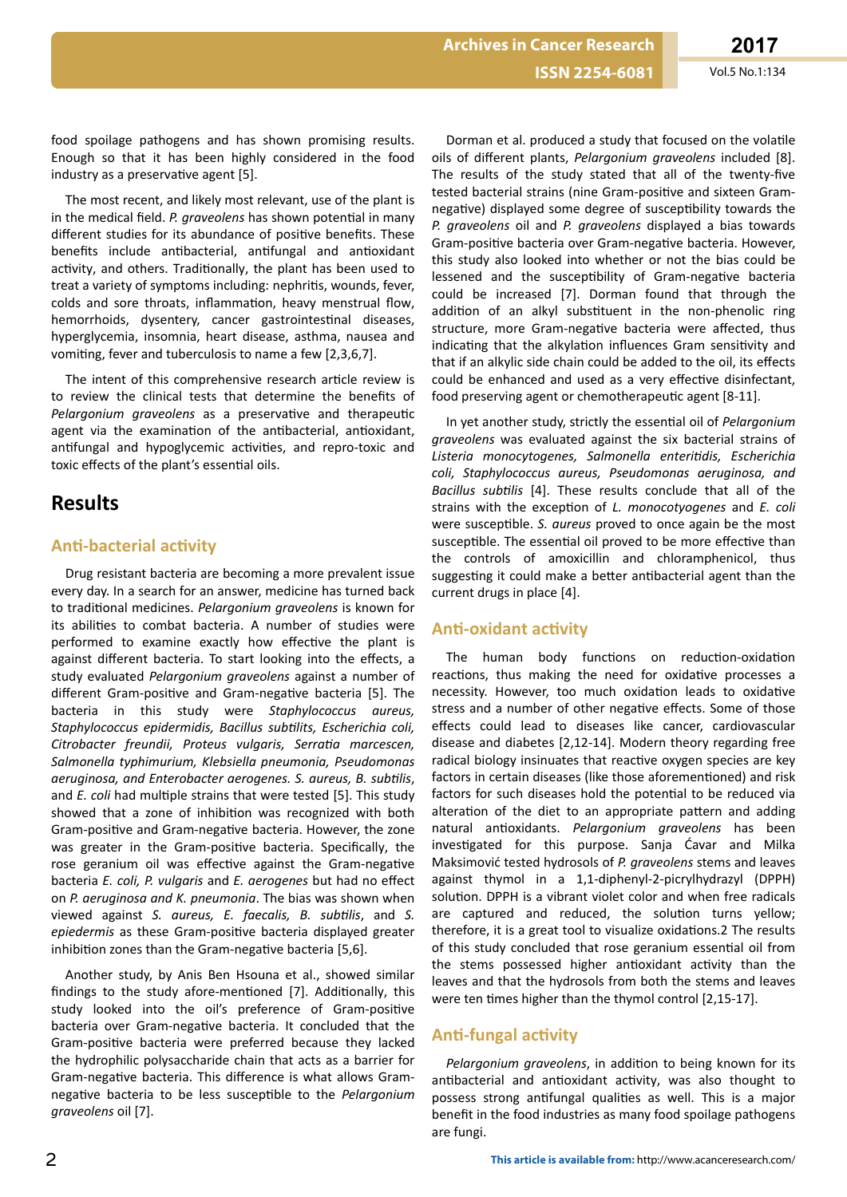food spoilage pathogens and has shown promising results. Enough so that it has been highly considered in the food industry as a preservative agent [5].

The most recent, and likely most relevant, use of the plant is in the medical field. *P. graveolens* has shown potential in many different studies for its abundance of positive benefits. These benefits include antibacterial, antifungal and antioxidant activity, and others. Traditionally, the plant has been used to treat a variety of symptoms including: nephritis, wounds, fever, colds and sore throats, inflammation, heavy menstrual flow, hemorrhoids, dysentery, cancer gastrointestinal diseases, hyperglycemia, insomnia, heart disease, asthma, nausea and vomiting, fever and tuberculosis to name a few [2,3,6,7].

The intent of this comprehensive research article review is to review the clinical tests that determine the benefits of *Pelargonium graveolens* as a preservative and therapeutic agent via the examination of the antibacterial, antioxidant, antifungal and hypoglycemic activities, and repro-toxic and toxic effects of the plant's essential oils.

## Results

### Anti-bacterial activity

Drug resistant bacteria are becoming a more prevalent issue every day. In a search for an answer, medicine has turned back to traditional medicines. *Pelargonium graveolens* is known for its abilities to combat bacteria. A number of studies were performed to examine exactly how effective the plant is against different bacteria. To start looking into the effects, a study evaluated *Pelargonium graveolens* against a number of different Gram-positive and Gram-negative bacteria [5]. The bacteria in this study were *Staphylococcus aureus, Staphylococcus epidermidis, Bacillus subtilits, Escherichia coli, Citrobacter freundii, Proteus vulgaris, Serratia marcescen, Salmonella typhimurium, Klebsiella pneumonia, Pseudomonas aeruginosa, and Enterobacter aerogenes. S. aureus, B. subtilis*, and *E. coli* had multiple strains that were tested [5]. This study showed that a zone of inhibition was recognized with both Gram-positive and Gram-negative bacteria. However, the zone was greater in the Gram-positive bacteria. Specifically, the rose geranium oil was effective against the Gram-negative bacteria *E. coli, P. vulgaris* and *E. aerogenes* but had no effect on *P. aeruginosa and K. pneumonia*. The bias was shown when viewed against *S. aureus, E. faecalis, B. subtilis*, and *S. epiedermis* as these Gram-positive bacteria displayed greater inhibition zones than the Gram-negative bacteria [5,6].

Another study, by Anis Ben Hsouna et al., showed similar findings to the study afore-mentioned [7]. Additionally, this study looked into the oil's preference of Gram-positive bacteria over Gram-negative bacteria. It concluded that the Gram-positive bacteria were preferred because they lacked the hydrophilic polysaccharide chain that acts as a barrier for Gram-negative bacteria. This difference is what allows Gram-negative bacteria to be less susceptible to the *Pelargonium graveolens* oil [7].

Dorman et al. produced a study that focused on the volatile oils of different plants, *Pelargonium graveolens* included [8]. The results of the study stated that all of the twenty-five tested bacterial strains (nine Gram-positive and sixteen Gram-negative) displayed some degree of susceptibility towards the *P. graveolens* oil and *P. graveolens* displayed a bias towards Gram-positive bacteria over Gram-negative bacteria. However, this study also looked into whether or not the bias could be lessened and the susceptibility of Gram-negative bacteria could be increased [7]. Dorman found that through the addition of an alkyl substituent in the non-phenolic ring structure, more Gram-negative bacteria were affected, thus indicating that the alkylation influences Gram sensitivity and that if an alkylic side chain could be added to the oil, its effects could be enhanced and used as a very effective disinfectant, food preserving agent or chemotherapeutic agent [8-11].

In yet another study, strictly the essential oil of *Pelargonium graveolens* was evaluated against the six bacterial strains of *Listeria monocytogenes, Salmonella enteritidis, Escherichia coli, Staphylococcus aureus, Pseudomonas aeruginosa, and Bacillus subtilis* [4]. These results conclude that all of the strains with the exception of *L. monocotyogenes* and *E. coli* were susceptible. *S. aureus* proved to once again be the most susceptible. The essential oil proved to be more effective than the controls of amoxicillin and chloramphenicol, thus suggesting it could make a better antibacterial agent than the current drugs in place [4].

### Anti-oxidant activity

The human body functions on reduction-oxidation reactions, thus making the need for oxidative processes a necessity. However, too much oxidation leads to oxidative stress and a number of other negative effects. Some of those effects could lead to diseases like cancer, cardiovascular disease and diabetes [2,12-14]. Modern theory regarding free radical biology insinuates that reactive oxygen species are key factors in certain diseases (like those aforementioned) and risk factors for such diseases hold the potential to be reduced via alteration of the diet to an appropriate pattern and adding natural antioxidants. *Pelargonium graveolens* has been investigated for this purpose. Sanja Ćavar and Milka Maksimović tested hydrosols of *P. graveolens* stems and leaves against thymol in a 1,1-diphenyl-2-picrylhydrazyl (DPPH) solution. DPPH is a vibrant violet color and when free radicals are captured and reduced, the solution turns yellow; therefore, it is a great tool to visualize oxidations.2 The results of this study concluded that rose geranium essential oil from the stems possessed higher antioxidant activity than the leaves and that the hydrosols from both the stems and leaves were ten times higher than the thymol control [2,15-17].

### Anti-fungal activity

*Pelargonium graveolens*, in addition to being known for its antibacterial and antioxidant activity, was also thought to possess strong antifungal qualities as well. This is a major benefit in the food industries as many food spoilage pathogens are fungi.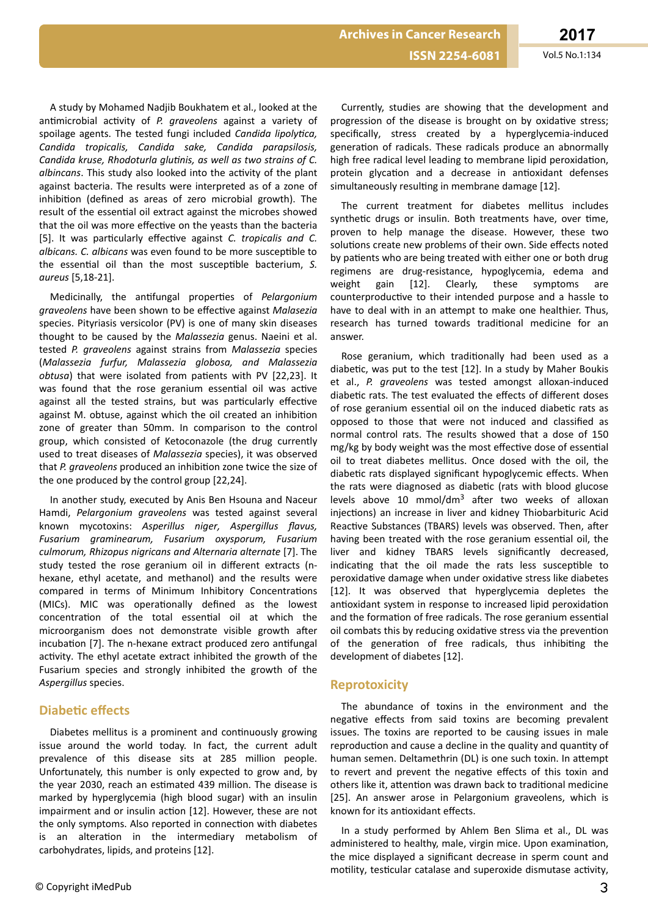A study by Mohamed Nadjib Boukhatem et al., looked at the antimicrobial activity of *P. graveolens* against a variety of spoilage agents. The tested fungi included *Candida lipolytica, Candida tropicalis, Candida sake, Candida parapsilosis, Candida kruse, Rhodoturla glutinis, as well as two strains of C. albincans*. This study also looked into the activity of the plant against bacteria. The results were interpreted as of a zone of inhibition (defined as areas of zero microbial growth). The result of the essential oil extract against the microbes showed that the oil was more effective on the yeasts than the bacteria [5]. It was particularly effective against *C. tropicalis and C. albicans. C. albicans* was even found to be more susceptible to the essential oil than the most susceptible bacterium, *S. aureus* [5,18-21].

Medicinally, the antifungal properties of *Pelargonium graveolens* have been shown to be effective against *Malasezia* species. Pityriasis versicolor (PV) is one of many skin diseases thought to be caused by the *Malassezia* genus. Naeini et al. tested *P. graveolens* against strains from *Malassezia* species (*Malassezia furfur, Malassezia globosa, and Malassezia obtusa*) that were isolated from patients with PV [22,23]. It was found that the rose geranium essential oil was active against all the tested strains, but was particularly effective against M. obtuse, against which the oil created an inhibition zone of greater than 50mm. In comparison to the control group, which consisted of Ketoconazole (the drug currently used to treat diseases of *Malassezia* species), it was observed that *P. graveolens* produced an inhibition zone twice the size of the one produced by the control group [22,24].

In another study, executed by Anis Ben Hsouna and Naceur Hamdi, *Pelargonium graveolens* was tested against several known mycotoxins: *Asperillus niger, Aspergillus flavus, Fusarium graminearum, Fusarium oxysporum, Fusarium culmorum, Rhizopus nigricans and Alternaria alternate* [7]. The study tested the rose geranium oil in different extracts (n-hexane, ethyl acetate, and methanol) and the results were compared in terms of Minimum Inhibitory Concentrations (MICs). MIC was operationally defined as the lowest concentration of the total essential oil at which the microorganism does not demonstrate visible growth after incubation [7]. The n-hexane extract produced zero antifungal activity. The ethyl acetate extract inhibited the growth of the Fusarium species and strongly inhibited the growth of the *Aspergillus* species.

## Diabetic effects

Diabetes mellitus is a prominent and continuously growing issue around the world today. In fact, the current adult prevalence of this disease sits at 285 million people. Unfortunately, this number is only expected to grow and, by the year 2030, reach an estimated 439 million. The disease is marked by hyperglycemia (high blood sugar) with an insulin impairment and or insulin action [12]. However, these are not the only symptoms. Also reported in connection with diabetes is an alteration in the intermediary metabolism of carbohydrates, lipids, and proteins [12].

Currently, studies are showing that the development and progression of the disease is brought on by oxidative stress; specifically, stress created by a hyperglycemia-induced generation of radicals. These radicals produce an abnormally high free radical level leading to membrane lipid peroxidation, protein glycation and a decrease in antioxidant defenses simultaneously resulting in membrane damage [12].

The current treatment for diabetes mellitus includes synthetic drugs or insulin. Both treatments have, over time, proven to help manage the disease. However, these two solutions create new problems of their own. Side effects noted by patients who are being treated with either one or both drug regimens are drug-resistance, hypoglycemia, edema and weight gain [12]. Clearly, these symptoms are counterproductive to their intended purpose and a hassle to have to deal with in an attempt to make one healthier. Thus, research has turned towards traditional medicine for an answer.

Rose geranium, which traditionally had been used as a diabetic, was put to the test [12]. In a study by Maher Boukis et al., *P. graveolens* was tested amongst alloxan-induced diabetic rats. The test evaluated the effects of different doses of rose geranium essential oil on the induced diabetic rats as opposed to those that were not induced and classified as normal control rats. The results showed that a dose of 150 mg/kg by body weight was the most effective dose of essential oil to treat diabetes mellitus. Once dosed with the oil, the diabetic rats displayed significant hypoglycemic effects. When the rats were diagnosed as diabetic (rats with blood glucose levels above 10 mmol/dm$^3$ after two weeks of alloxan injections) an increase in liver and kidney Thiobarbituric Acid Reactive Substances (TBARS) levels was observed. Then, after having been treated with the rose geranium essential oil, the liver and kidney TBARS levels significantly decreased, indicating that the oil made the rats less susceptible to peroxidative damage when under oxidative stress like diabetes [12]. It was observed that hyperglycemia depletes the antioxidant system in response to increased lipid peroxidation and the formation of free radicals. The rose geranium essential oil combats this by reducing oxidative stress via the prevention of the generation of free radicals, thus inhibiting the development of diabetes [12].

## Reprotoxicity

The abundance of toxins in the environment and the negative effects from said toxins are becoming prevalent issues. The toxins are reported to be causing issues in male reproduction and cause a decline in the quality and quantity of human semen. Deltamethrin (DL) is one such toxin. In an attempt to revert and prevent the negative effects of this toxin and others like it, attention was drawn back to traditional medicine [25]. An answer arose in Pelargonium graveolens, which is known for its antioxidant effects.

In a study performed by Ahlem Ben Slima et al., DL was administered to healthy, male, virgin mice. Upon examination, the mice displayed a significant decrease in sperm count and motility, testicular catalase and superoxide dismutase activity,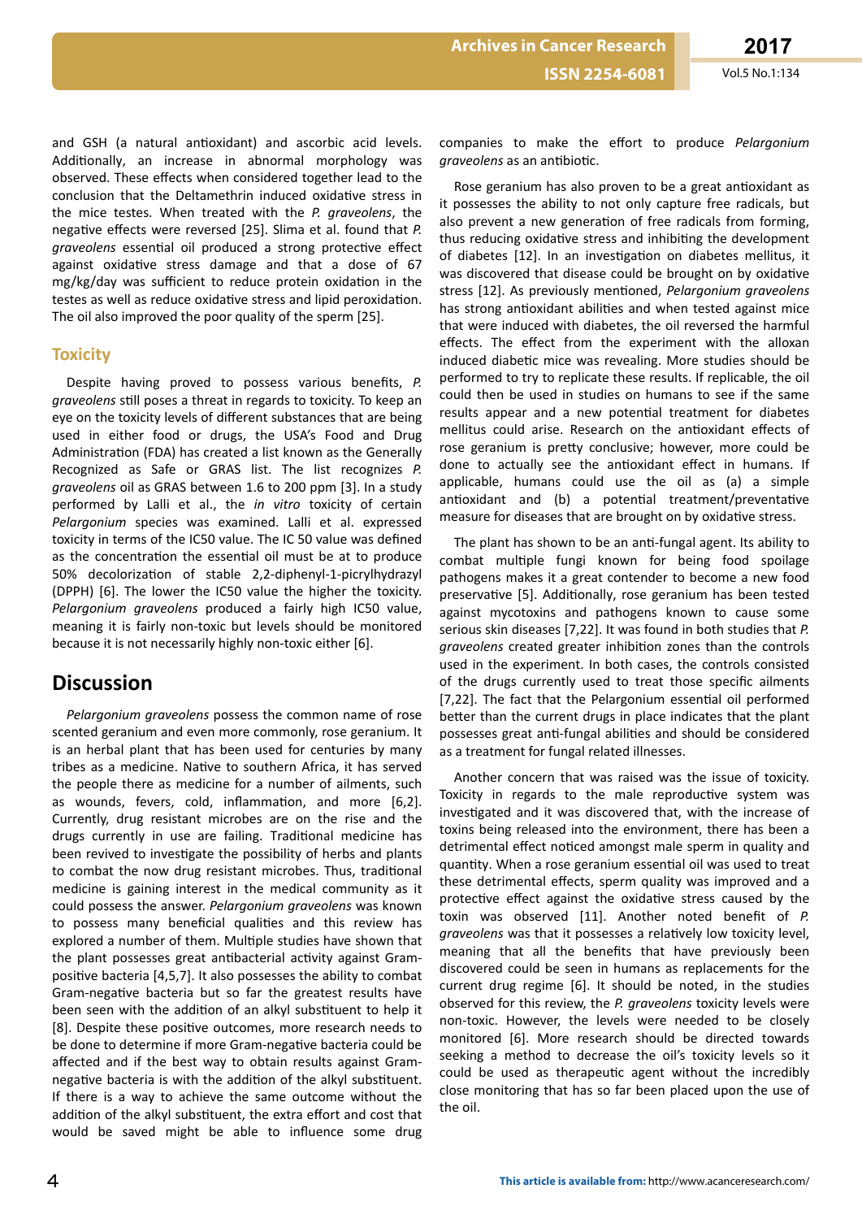and GSH (a natural antioxidant) and ascorbic acid levels. Additionally, an increase in abnormal morphology was observed. These effects when considered together lead to the conclusion that the Deltamethrin induced oxidative stress in the mice testes. When treated with the *P. graveolens*, the negative effects were reversed [25]. Slima et al. found that *P. graveolens* essential oil produced a strong protective effect against oxidative stress damage and that a dose of 67 mg/kg/day was sufficient to reduce protein oxidation in the testes as well as reduce oxidative stress and lipid peroxidation. The oil also improved the poor quality of the sperm [25].

### Toxicity

Despite having proved to possess various benefits, *P. graveolens* still poses a threat in regards to toxicity. To keep an eye on the toxicity levels of different substances that are being used in either food or drugs, the USA's Food and Drug Administration (FDA) has created a list known as the Generally Recognized as Safe or GRAS list. The list recognizes *P. graveolens* oil as GRAS between 1.6 to 200 ppm [3]. In a study performed by Lalli et al., the *in vitro* toxicity of certain *Pelargonium* species was examined. Lalli et al. expressed toxicity in terms of the IC50 value. The IC 50 value was defined as the concentration the essential oil must be at to produce 50% decolorization of stable 2,2-diphenyl-1-picrylhydrazyl (DPPH) [6]. The lower the IC50 value the higher the toxicity. *Pelargonium graveolens* produced a fairly high IC50 value, meaning it is fairly non-toxic but levels should be monitored because it is not necessarily highly non-toxic either [6].

## Discussion

*Pelargonium graveolens* possess the common name of rose scented geranium and even more commonly, rose geranium. It is an herbal plant that has been used for centuries by many tribes as a medicine. Native to southern Africa, it has served the people there as medicine for a number of ailments, such as wounds, fevers, cold, inflammation, and more [6,2]. Currently, drug resistant microbes are on the rise and the drugs currently in use are failing. Traditional medicine has been revived to investigate the possibility of herbs and plants to combat the now drug resistant microbes. Thus, traditional medicine is gaining interest in the medical community as it could possess the answer. *Pelargonium graveolens* was known to possess many beneficial qualities and this review has explored a number of them. Multiple studies have shown that the plant possesses great antibacterial activity against Gram-positive bacteria [4,5,7]. It also possesses the ability to combat Gram-negative bacteria but so far the greatest results have been seen with the addition of an alkyl substituent to help it [8]. Despite these positive outcomes, more research needs to be done to determine if more Gram-negative bacteria could be affected and if the best way to obtain results against Gram-negative bacteria is with the addition of the alkyl substituent. If there is a way to achieve the same outcome without the addition of the alkyl substituent, the extra effort and cost that would be saved might be able to influence some drug companies to make the effort to produce *Pelargonium graveolens* as an antibiotic.

Rose geranium has also proven to be a great antioxidant as it possesses the ability to not only capture free radicals, but also prevent a new generation of free radicals from forming, thus reducing oxidative stress and inhibiting the development of diabetes [12]. In an investigation on diabetes mellitus, it was discovered that disease could be brought on by oxidative stress [12]. As previously mentioned, *Pelargonium graveolens* has strong antioxidant abilities and when tested against mice that were induced with diabetes, the oil reversed the harmful effects. The effect from the experiment with the alloxan induced diabetic mice was revealing. More studies should be performed to try to replicate these results. If replicable, the oil could then be used in studies on humans to see if the same results appear and a new potential treatment for diabetes mellitus could arise. Research on the antioxidant effects of rose geranium is pretty conclusive; however, more could be done to actually see the antioxidant effect in humans. If applicable, humans could use the oil as (a) a simple antioxidant and (b) a potential treatment/preventative measure for diseases that are brought on by oxidative stress.

The plant has shown to be an anti-fungal agent. Its ability to combat multiple fungi known for being food spoilage pathogens makes it a great contender to become a new food preservative [5]. Additionally, rose geranium has been tested against mycotoxins and pathogens known to cause some serious skin diseases [7,22]. It was found in both studies that *P. graveolens* created greater inhibition zones than the controls used in the experiment. In both cases, the controls consisted of the drugs currently used to treat those specific ailments [7,22]. The fact that the Pelargonium essential oil performed better than the current drugs in place indicates that the plant possesses great anti-fungal abilities and should be considered as a treatment for fungal related illnesses.

Another concern that was raised was the issue of toxicity. Toxicity in regards to the male reproductive system was investigated and it was discovered that, with the increase of toxins being released into the environment, there has been a detrimental effect noticed amongst male sperm in quality and quantity. When a rose geranium essential oil was used to treat these detrimental effects, sperm quality was improved and a protective effect against the oxidative stress caused by the toxin was observed [11]. Another noted benefit of *P. graveolens* was that it possesses a relatively low toxicity level, meaning that all the benefits that have previously been discovered could be seen in humans as replacements for the current drug regime [6]. It should be noted, in the studies observed for this review, the *P. graveolens* toxicity levels were non-toxic. However, the levels were needed to be closely monitored [6]. More research should be directed towards seeking a method to decrease the oil's toxicity levels so it could be used as therapeutic agent without the incredibly close monitoring that has so far been placed upon the use of the oil.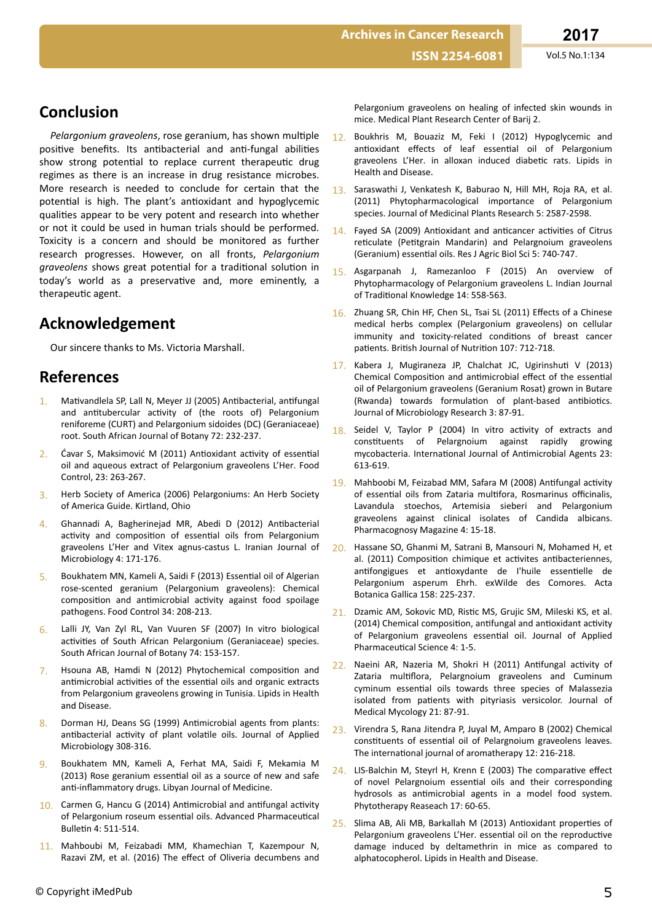## Conclusion

*Pelargonium graveolens*, rose geranium, has shown multiple positive benefits. Its antibacterial and anti-fungal abilities show strong potential to replace current therapeutic drug regimes as there is an increase in drug resistance microbes. More research is needed to conclude for certain that the potential is high. The plant's antioxidant and hypoglycemic qualities appear to be very potent and research into whether or not it could be used in human trials should be performed. Toxicity is a concern and should be monitored as further research progresses. However, on all fronts, *Pelargonium graveolens* shows great potential for a traditional solution in today's world as a preservative and, more eminently, a therapeutic agent.

## Acknowledgement

Our sincere thanks to Ms. Victoria Marshall.

## References

1. Mativandlela SP, Lall N, Meyer JJ (2005) Antibacterial, antifungal and antitubercular activity of (the roots of) Pelargonium reniforeme (CURT) and Pelargonium sidoides (DC) (Geraniaceae) root. South African Journal of Botany 72: 232-237.
2. Ćavar S, Maksimović M (2011) Antioxidant activity of essential oil and aqueous extract of Pelargonium graveolens L'Her. Food Control, 23: 263-267.
3. Herb Society of America (2006) Pelargoniums: An Herb Society of America Guide. Kirtland, Ohio
4. Ghannadi A, Bagherinejad MR, Abedi D (2012) Antibacterial activity and composition of essential oils from Pelargonium graveolens L'Her and Vitex agnus-castus L. Iranian Journal of Microbiology 4: 171-176.
5. Boukhatem MN, Kameli A, Saidi F (2013) Essential oil of Algerian rose-scented geranium (Pelargonium graveolens): Chemical composition and antimicrobial activity against food spoilage pathogens. Food Control 34: 208-213.
6. Lalli JY, Van Zyl RL, Van Vuuren SF (2007) In vitro biological activities of South African Pelargonium (Geraniaceae) species. South African Journal of Botany 74: 153-157.
7. Hsouna AB, Hamdi N (2012) Phytochemical composition and antimicrobial activities of the essential oils and organic extracts from Pelargonium graveolens growing in Tunisia. Lipids in Health and Disease.
8. Dorman HJ, Deans SG (1999) Antimicrobial agents from plants: antibacterial activity of plant volatile oils. Journal of Applied Microbiology 308-316.
9. Boukhatem MN, Kameli A, Ferhat MA, Saidi F, Mekamia M (2013) Rose geranium essential oil as a source of new and safe anti-inflammatory drugs. Libyan Journal of Medicine.
10. Carmen G, Hancu G (2014) Antimicrobial and antifungal activity of Pelargonium roseum essential oils. Advanced Pharmaceutical Bulletin 4: 511-514.
11. Mahboubi M, Feizabadi MM, Khamechian T, Kazempour N, Razavi ZM, et al. (2016) The effect of Oliveria decumbens and Pelargonium graveolens on healing of infected skin wounds in mice. Medical Plant Research Center of Barij 2.
12. Boukhris M, Bouaziz M, Feki I (2012) Hypoglycemic and antioxidant effects of leaf essential oil of Pelargonium graveolens L'Her. in alloxan induced diabetic rats. Lipids in Health and Disease.
13. Saraswathi J, Venkatesh K, Baburao N, Hill MH, Roja RA, et al. (2011) Phytopharmacological importance of Pelargonium species. Journal of Medicinal Plants Research 5: 2587-2598.
14. Fayed SA (2009) Antioxidant and anticancer activities of Citrus reticulate (Petitgrain Mandarin) and Pelargnoium graveolens (Geranium) essential oils. Res J Agric Biol Sci 5: 740-747.
15. Asgarpanah J, Ramezanloo F (2015) An overview of Phytopharmacology of Pelargonium graveolens L. Indian Journal of Traditional Knowledge 14: 558-563.
16. Zhuang SR, Chin HF, Chen SL, Tsai SL (2011) Effects of a Chinese medical herbs complex (Pelargonium graveolens) on cellular immunity and toxicity-related conditions of breast cancer patients. British Journal of Nutrition 107: 712-718.
17. Kabera J, Mugiraneza JP, Chalchat JC, Ugirinshuti V (2013) Chemical Composition and antimicrobial effect of the essential oil of Pelargonium graveolens (Geranium Rosat) grown in Butare (Rwanda) towards formulation of plant-based antibiotics. Journal of Microbiology Research 3: 87-91.
18. Seidel V, Taylor P (2004) In vitro activity of extracts and constituents of Pelargnoium against rapidly growing mycobacteria. International Journal of Antimicrobial Agents 23: 613-619.
19. Mahboobi M, Feizabad MM, Safara M (2008) Antifungal activity of essential oils from Zataria multifora, Rosmarinus officinalis, Lavandula stoechos, Artemisia sieberi and Pelargonium graveolens against clinical isolates of Candida albicans. Pharmacognosy Magazine 4: 15-18.
20. Hassane SO, Ghanmi M, Satrani B, Mansouri N, Mohamed H, et al. (2011) Composition chimique et activites antibacteriennes, antifongigues et antioxydante de l'huile essentielle de Pelargonium asperum Ehrh. exWilde des Comores. Acta Botanica Gallica 158: 225-237.
21. Dzamic AM, Sokovic MD, Ristic MS, Grujic SM, Mileski KS, et al. (2014) Chemical composition, antifungal and antioxidant activity of Pelargonium graveolens essential oil. Journal of Applied Pharmaceutical Science 4: 1-5.
22. Naeini AR, Nazeria M, Shokri H (2011) Antifungal activity of Zataria multiflora, Pelargonium graveolens and Cuminum cyminum essential oils towards three species of Malassezia isolated from patients with pityriasis versicolor. Journal of Medical Mycology 21: 87-91.
23. Virendra S, Rana Jitendra P, Juyal M, Amparo B (2002) Chemical constituents of essential oil of Pelargnoium graveolens leaves. The international journal of aromatherapy 12: 216-218.
24. LIS-Balchin M, Steyrl H, Krenn E (2003) The comparative effect of novel Pelargnoium essential oils and their corresponding hydrosols as antimicrobial agents in a model food system. Phytotherapy Reaseach 17: 60-65.
25. Slima AB, Ali MB, Barkallah M (2013) Antioxidant properties of Pelargonium graveolens L'Her. essential oil on the reproductive damage induced by deltamethrin in mice as compared to alphatocopherol. Lipids in Health and Disease.